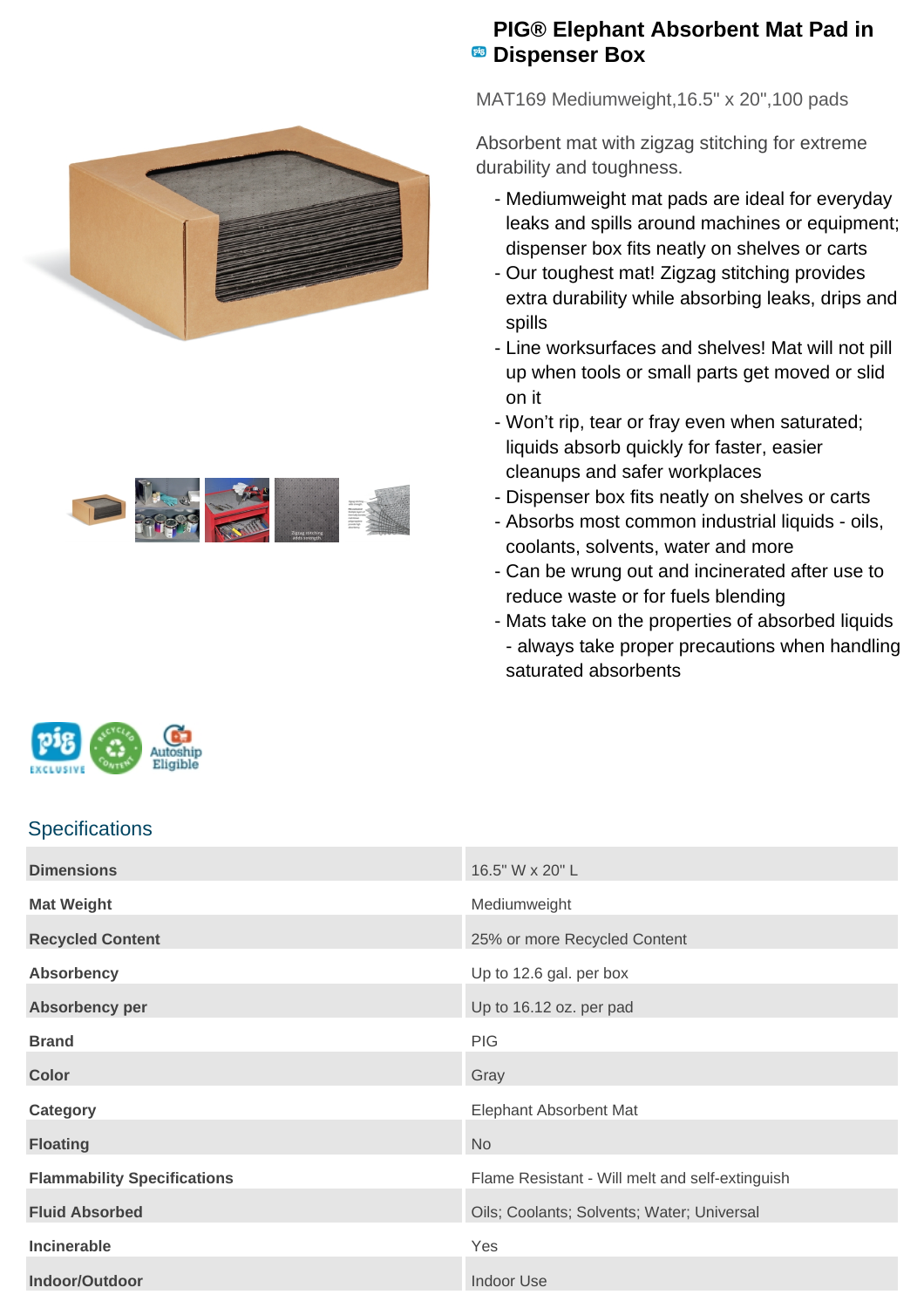# PIG® Elephant Absorbent Mat Pad in Dispenser Box

MAT169 Mediumweight,16.5" x 20",100 pads

Absorbent mat with zigzag stitching for extreme durability and toughness.

- Mediumweight mat pads are ideal for everyday leaks and spills around machines or equipment; dispenser box fits neatly on shelves or carts
- Our toughest mat! Zigzag stitching provides extra durability while absorbing leaks, drips and spills
- Line worksurfaces and shelves! Mat will not pill up when tools or small parts get moved or slid on it
- Won't rip, tear or fray even when saturated; liquids absorb quickly for faster, easier cleanups and safer workplaces
- Dispenser box fits neatly on shelves or carts
- Absorbs most common industrial liquids - oils, coolants, solvents, water and more
- Can be wrung out and incinerated after use to reduce waste or for fuels blending
- Mats take on the properties of absorbed liquids - always take proper precautions when handling saturated absorbents

## Specifications

| | |
|---|---|
| **Dimensions** | 16.5" W x 20" L |
| **Mat Weight** | Mediumweight |
| **Recycled Content** | 25% or more Recycled Content |
| **Absorbency** | Up to 12.6 gal. per box |
| **Absorbency per** | Up to 16.12 oz. per pad |
| **Brand** | PIG |
| **Color** | Gray |
| **Category** | Elephant Absorbent Mat |
| **Floating** | No |
| **Flammability Specifications** | Flame Resistant - Will melt and self-extinguish |
| **Fluid Absorbed** | Oils; Coolants; Solvents; Water; Universal |
| **Incinerable** | Yes |
| **Indoor/Outdoor** | Indoor Use |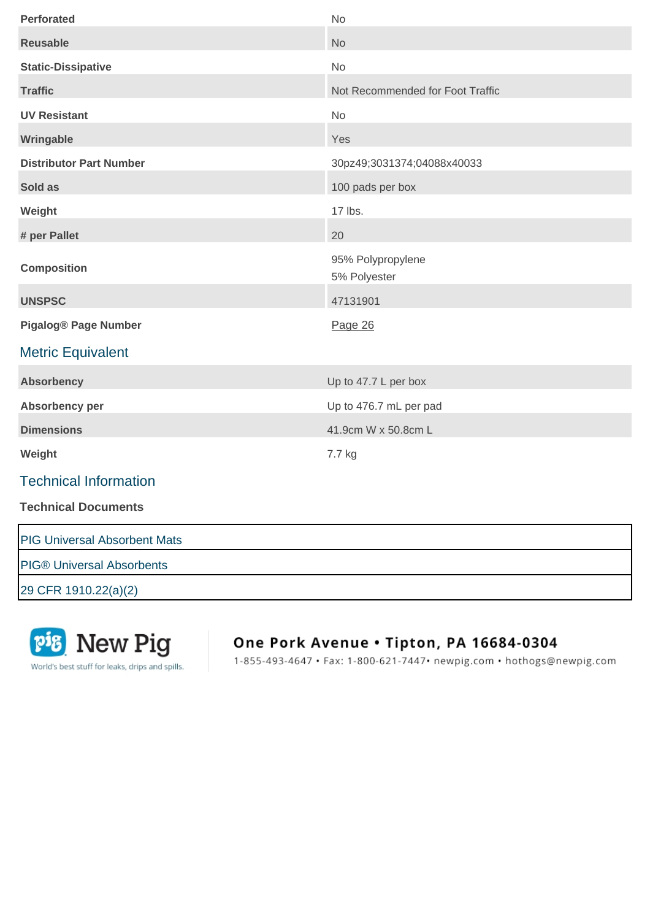| | |
|---|---|
| **Perforated** | No |
| **Reusable** | No |
| **Static-Dissipative** | No |
| **Traffic** | Not Recommended for Foot Traffic |
| **UV Resistant** | No |
| **Wringable** | Yes |
| **Distributor Part Number** | 30pz49;3031374;04088x40033 |
| **Sold as** | 100 pads per box |
| **Weight** | 17 lbs. |
| **# per Pallet** | 20 |
| **Composition** | 95% Polypropylene<br>5% Polyester |
| **UNSPSC** | 47131901 |
| **Pigalog® Page Number** | Page 26 |

## Metric Equivalent

| | |
|---|---|
| **Absorbency** | Up to 47.7 L per box |
| **Absorbency per** | Up to 476.7 mL per pad |
| **Dimensions** | 41.9cm W x 50.8cm L |
| **Weight** | 7.7 kg |

## Technical Information

**Technical Documents**

| |
|---|
| PIG Universal Absorbent Mats |
| PIG® Universal Absorbents |
| 29 CFR 1910.22(a)(2) |

New Pig
World's best stuff for leaks, drips and spills.

**One Pork Avenue • Tipton, PA 16684-0304**
1-855-493-4647 • Fax: 1-800-621-7447• newpig.com • hothogs@newpig.com